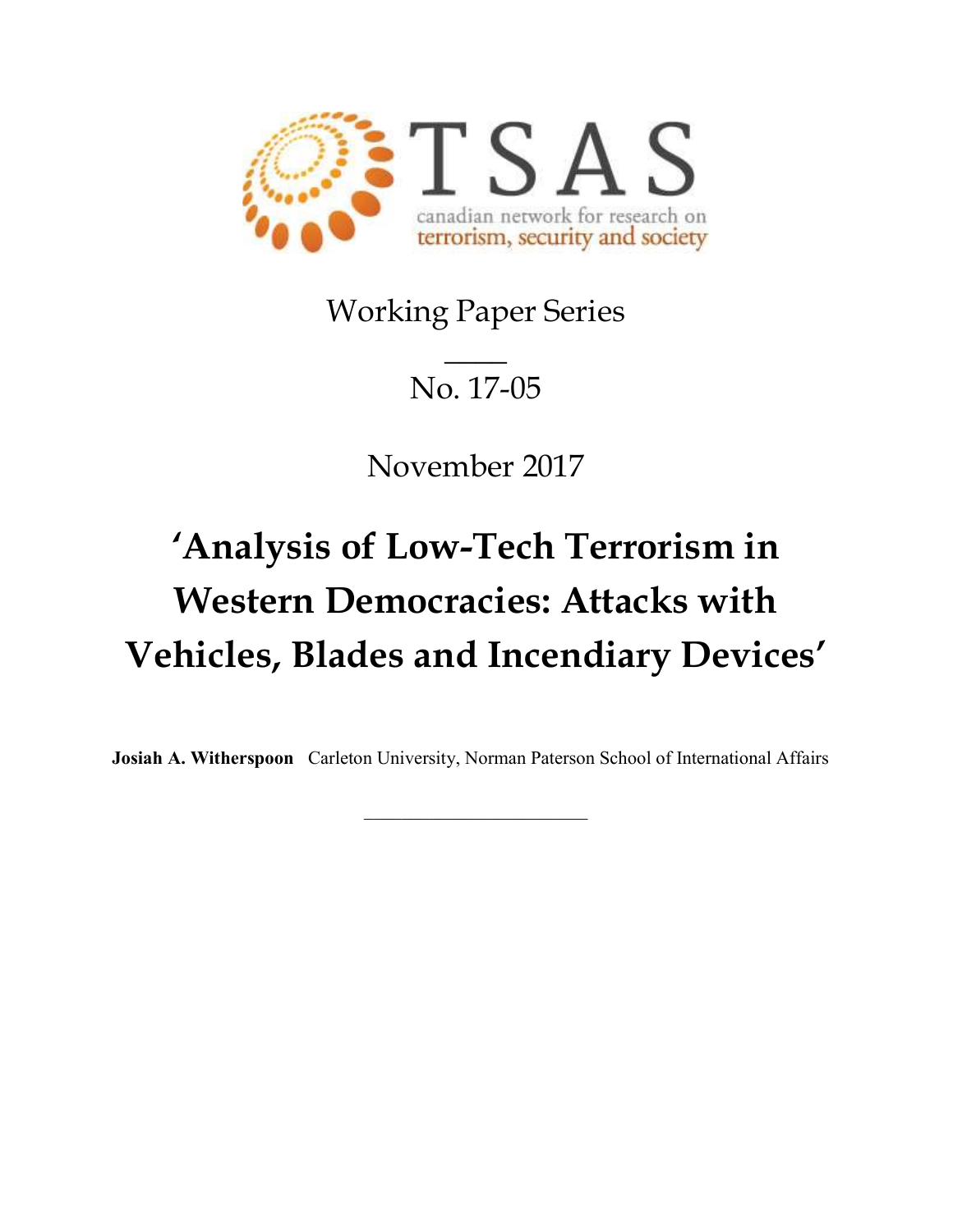TSAS

canadian network for research on terrorism, security and society

Working Paper Series

No. 17-05

November 2017

# 'Analysis of Low-Tech Terrorism in Western Democracies: Attacks with Vehicles, Blades and Incendiary Devices'

**Josiah A. Witherspoon** Carleton University, Norman Paterson School of International Affairs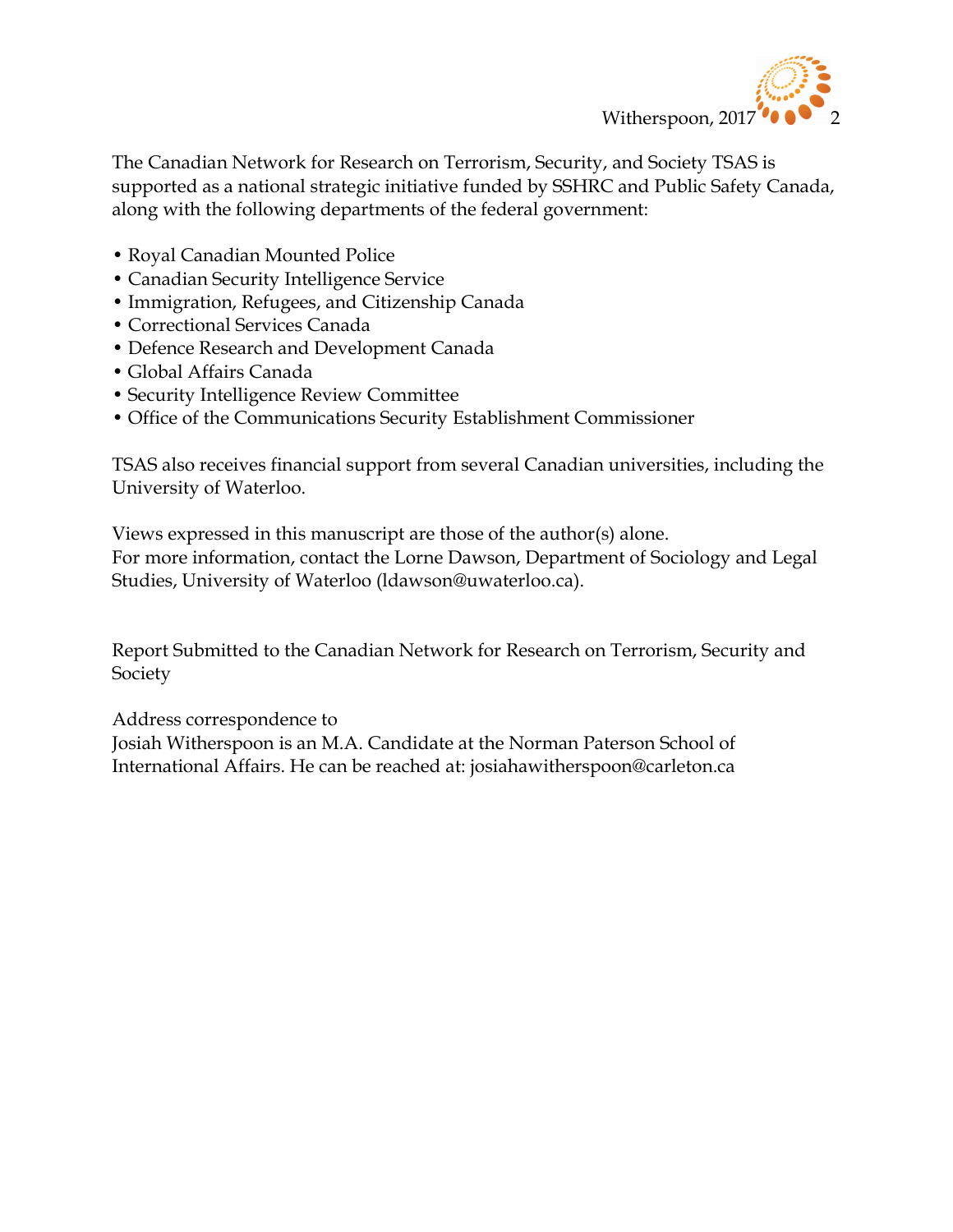The Canadian Network for Research on Terrorism, Security, and Society TSAS is supported as a national strategic initiative funded by SSHRC and Public Safety Canada, along with the following departments of the federal government:

- Royal Canadian Mounted Police
- Canadian Security Intelligence Service
- Immigration, Refugees, and Citizenship Canada
- Correctional Services Canada
- Defence Research and Development Canada
- Global Affairs Canada
- Security Intelligence Review Committee
- Office of the Communications Security Establishment Commissioner

TSAS also receives financial support from several Canadian universities, including the University of Waterloo.

Views expressed in this manuscript are those of the author(s) alone.
For more information, contact the Lorne Dawson, Department of Sociology and Legal Studies, University of Waterloo (ldawson@uwaterloo.ca).

Report Submitted to the Canadian Network for Research on Terrorism, Security and Society

Address correspondence to
Josiah Witherspoon is an M.A. Candidate at the Norman Paterson School of International Affairs. He can be reached at: josiahawitherspoon@carleton.ca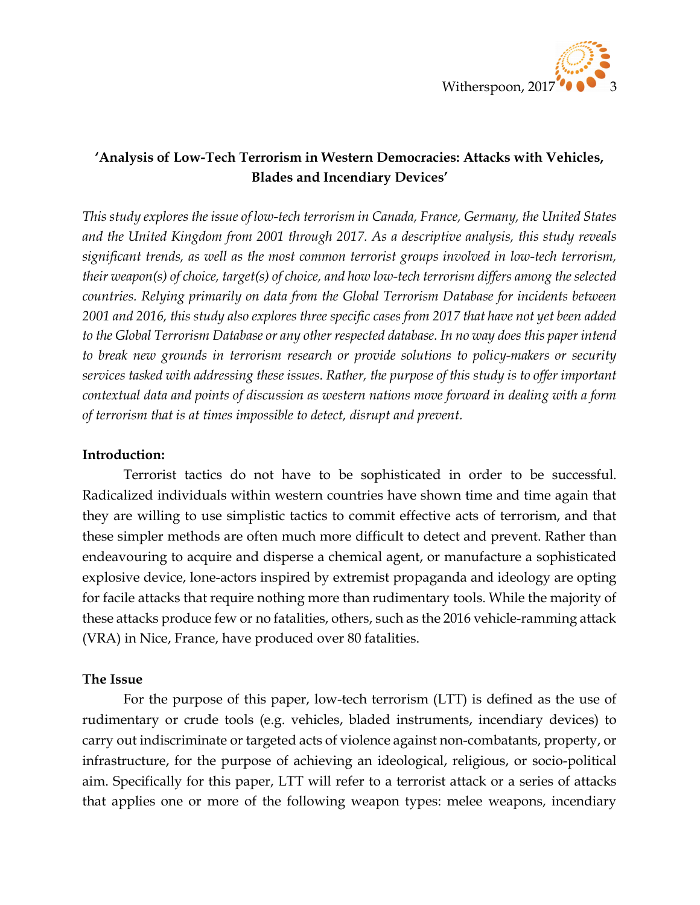## 'Analysis of Low-Tech Terrorism in Western Democracies: Attacks with Vehicles, Blades and Incendiary Devices'

*This study explores the issue of low-tech terrorism in Canada, France, Germany, the United States and the United Kingdom from 2001 through 2017. As a descriptive analysis, this study reveals significant trends, as well as the most common terrorist groups involved in low-tech terrorism, their weapon(s) of choice, target(s) of choice, and how low-tech terrorism differs among the selected countries. Relying primarily on data from the Global Terrorism Database for incidents between 2001 and 2016, this study also explores three specific cases from 2017 that have not yet been added to the Global Terrorism Database or any other respected database. In no way does this paper intend to break new grounds in terrorism research or provide solutions to policy-makers or security services tasked with addressing these issues. Rather, the purpose of this study is to offer important contextual data and points of discussion as western nations move forward in dealing with a form of terrorism that is at times impossible to detect, disrupt and prevent.*

### Introduction:

Terrorist tactics do not have to be sophisticated in order to be successful. Radicalized individuals within western countries have shown time and time again that they are willing to use simplistic tactics to commit effective acts of terrorism, and that these simpler methods are often much more difficult to detect and prevent. Rather than endeavouring to acquire and disperse a chemical agent, or manufacture a sophisticated explosive device, lone-actors inspired by extremist propaganda and ideology are opting for facile attacks that require nothing more than rudimentary tools. While the majority of these attacks produce few or no fatalities, others, such as the 2016 vehicle-ramming attack (VRA) in Nice, France, have produced over 80 fatalities.

### The Issue

For the purpose of this paper, low-tech terrorism (LTT) is defined as the use of rudimentary or crude tools (e.g. vehicles, bladed instruments, incendiary devices) to carry out indiscriminate or targeted acts of violence against non-combatants, property, or infrastructure, for the purpose of achieving an ideological, religious, or socio-political aim. Specifically for this paper, LTT will refer to a terrorist attack or a series of attacks that applies one or more of the following weapon types: melee weapons, incendiary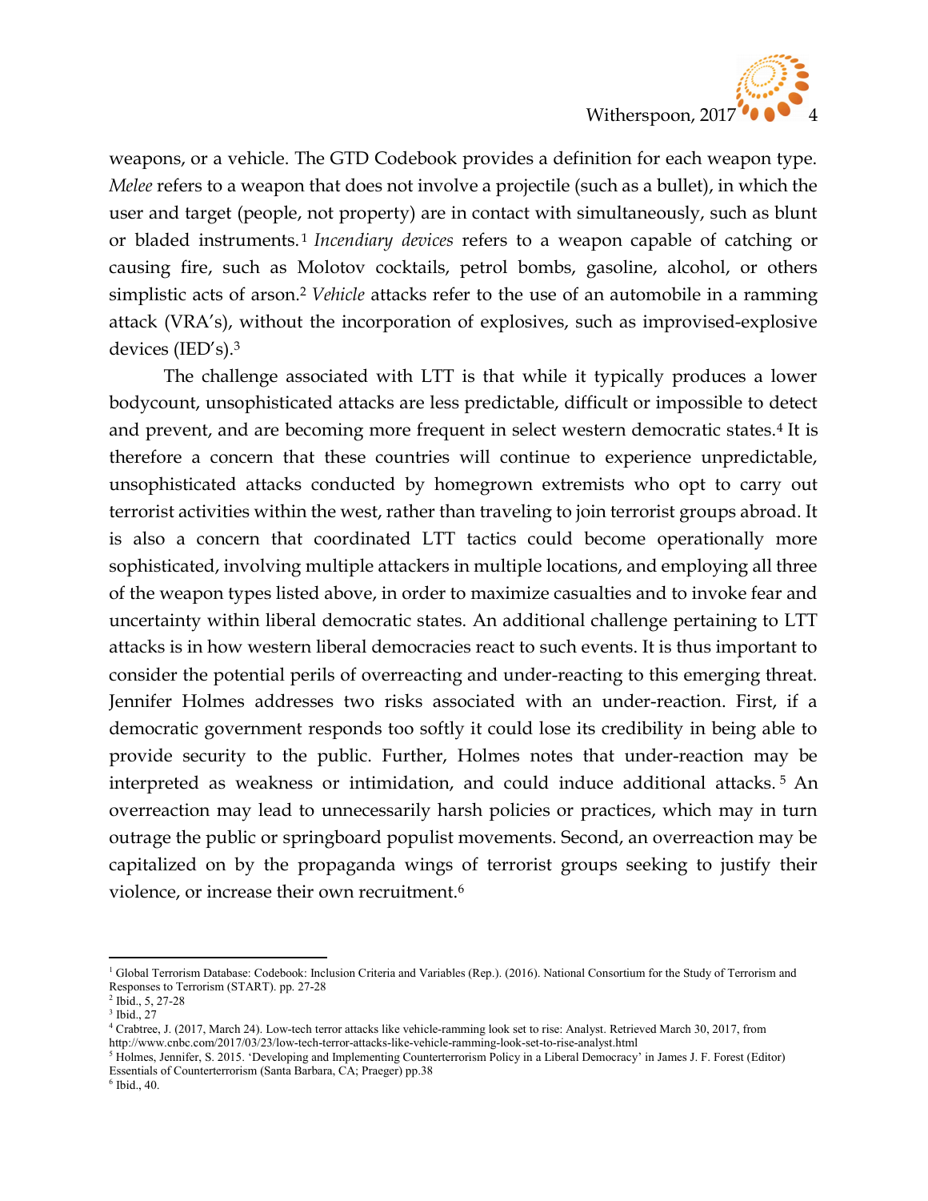weapons, or a vehicle. The GTD Codebook provides a definition for each weapon type. *Melee* refers to a weapon that does not involve a projectile (such as a bullet), in which the user and target (people, not property) are in contact with simultaneously, such as blunt or bladed instruments.[1] *Incendiary devices* refers to a weapon capable of catching or causing fire, such as Molotov cocktails, petrol bombs, gasoline, alcohol, or others simplistic acts of arson.[2] *Vehicle* attacks refer to the use of an automobile in a ramming attack (VRA's), without the incorporation of explosives, such as improvised-explosive devices (IED's).[3]

The challenge associated with LTT is that while it typically produces a lower bodycount, unsophisticated attacks are less predictable, difficult or impossible to detect and prevent, and are becoming more frequent in select western democratic states.[4] It is therefore a concern that these countries will continue to experience unpredictable, unsophisticated attacks conducted by homegrown extremists who opt to carry out terrorist activities within the west, rather than traveling to join terrorist groups abroad. It is also a concern that coordinated LTT tactics could become operationally more sophisticated, involving multiple attackers in multiple locations, and employing all three of the weapon types listed above, in order to maximize casualties and to invoke fear and uncertainty within liberal democratic states. An additional challenge pertaining to LTT attacks is in how western liberal democracies react to such events. It is thus important to consider the potential perils of overreacting and under-reacting to this emerging threat. Jennifer Holmes addresses two risks associated with an under-reaction. First, if a democratic government responds too softly it could lose its credibility in being able to provide security to the public. Further, Holmes notes that under-reaction may be interpreted as weakness or intimidation, and could induce additional attacks.[5] An overreaction may lead to unnecessarily harsh policies or practices, which may in turn outrage the public or springboard populist movements. Second, an overreaction may be capitalized on by the propaganda wings of terrorist groups seeking to justify their violence, or increase their own recruitment.[6]

---

[1] Global Terrorism Database: Codebook: Inclusion Criteria and Variables (Rep.). (2016). National Consortium for the Study of Terrorism and Responses to Terrorism (START). pp. 27-28

[2] Ibid., 5, 27-28

[3] Ibid., 27

[4] Crabtree, J. (2017, March 24). Low-tech terror attacks like vehicle-ramming look set to rise: Analyst. Retrieved March 30, 2017, from http://www.cnbc.com/2017/03/23/low-tech-terror-attacks-like-vehicle-ramming-look-set-to-rise-analyst.html

[5] Holmes, Jennifer, S. 2015. 'Developing and Implementing Counterterrorism Policy in a Liberal Democracy' in James J. F. Forest (Editor) Essentials of Counterterrorism (Santa Barbara, CA; Praeger) pp.38

[6] Ibid., 40.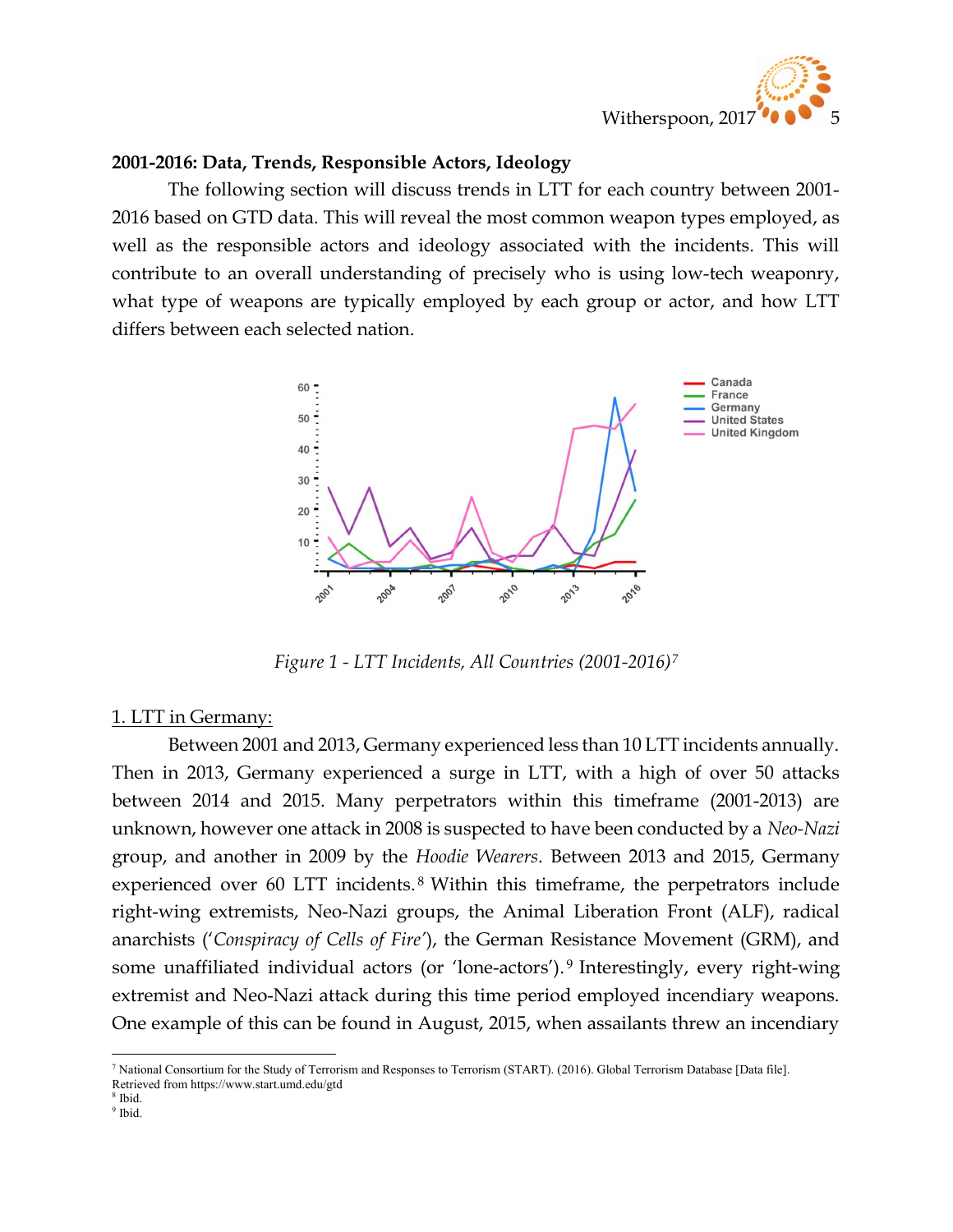**2001-2016: Data, Trends, Responsible Actors, Ideology**

The following section will discuss trends in LTT for each country between 2001-2016 based on GTD data. This will reveal the most common weapon types employed, as well as the responsible actors and ideology associated with the incidents. This will contribute to an overall understanding of precisely who is using low-tech weaponry, what type of weapons are typically employed by each group or actor, and how LTT differs between each selected nation.

*Figure 1 - LTT Incidents, All Countries (2001-2016)*[7]

1. LTT in Germany:

Between 2001 and 2013, Germany experienced less than 10 LTT incidents annually. Then in 2013, Germany experienced a surge in LTT, with a high of over 50 attacks between 2014 and 2015. Many perpetrators within this timeframe (2001-2013) are unknown, however one attack in 2008 is suspected to have been conducted by a *Neo-Nazi* group, and another in 2009 by the *Hoodie Wearers*. Between 2013 and 2015, Germany experienced over 60 LTT incidents.[8] Within this timeframe, the perpetrators include right-wing extremists, Neo-Nazi groups, the Animal Liberation Front (ALF), radical anarchists ('*Conspiracy of Cells of Fire'*), the German Resistance Movement (GRM), and some unaffiliated individual actors (or 'lone-actors').[9] Interestingly, every right-wing extremist and Neo-Nazi attack during this time period employed incendiary weapons. One example of this can be found in August, 2015, when assailants threw an incendiary

---

[7] National Consortium for the Study of Terrorism and Responses to Terrorism (START). (2016). Global Terrorism Database [Data file]. Retrieved from https://www.start.umd.edu/gtd

[8] Ibid.

[9] Ibid.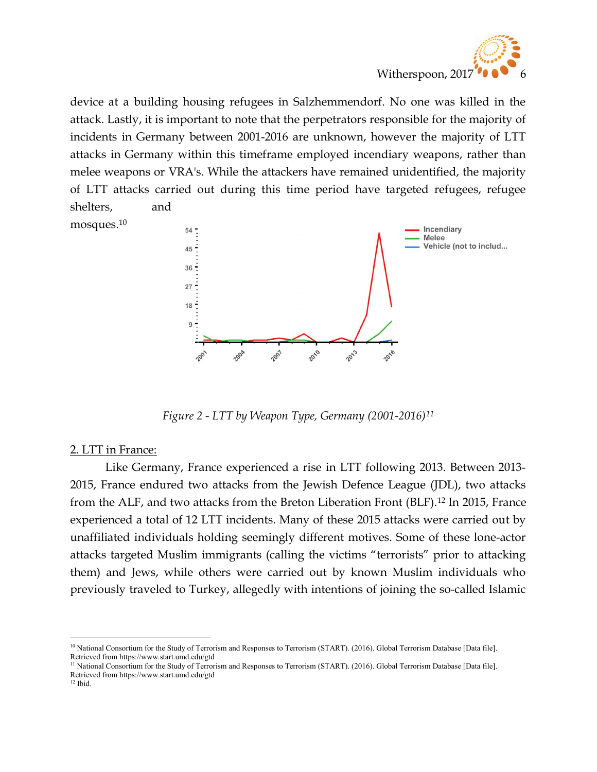device at a building housing refugees in Salzhemmendorf. No one was killed in the attack. Lastly, it is important to note that the perpetrators responsible for the majority of incidents in Germany between 2001-2016 are unknown, however the majority of LTT attacks in Germany within this timeframe employed incendiary weapons, rather than melee weapons or VRA's. While the attackers have remained unidentified, the majority of LTT attacks carried out during this time period have targeted refugees, refugee shelters, and mosques.[10]

*Figure 2 - LTT by Weapon Type, Germany (2001-2016)[11]*

## 2. LTT in France:

Like Germany, France experienced a rise in LTT following 2013. Between 2013-2015, France endured two attacks from the Jewish Defence League (JDL), two attacks from the ALF, and two attacks from the Breton Liberation Front (BLF).[12] In 2015, France experienced a total of 12 LTT incidents. Many of these 2015 attacks were carried out by unaffiliated individuals holding seemingly different motives. Some of these lone-actor attacks targeted Muslim immigrants (calling the victims "terrorists" prior to attacking them) and Jews, while others were carried out by known Muslim individuals who previously traveled to Turkey, allegedly with intentions of joining the so-called Islamic

---

[10] National Consortium for the Study of Terrorism and Responses to Terrorism (START). (2016). Global Terrorism Database [Data file]. Retrieved from https://www.start.umd.edu/gtd

[11] National Consortium for the Study of Terrorism and Responses to Terrorism (START). (2016). Global Terrorism Database [Data file]. Retrieved from https://www.start.umd.edu/gtd

[12] Ibid.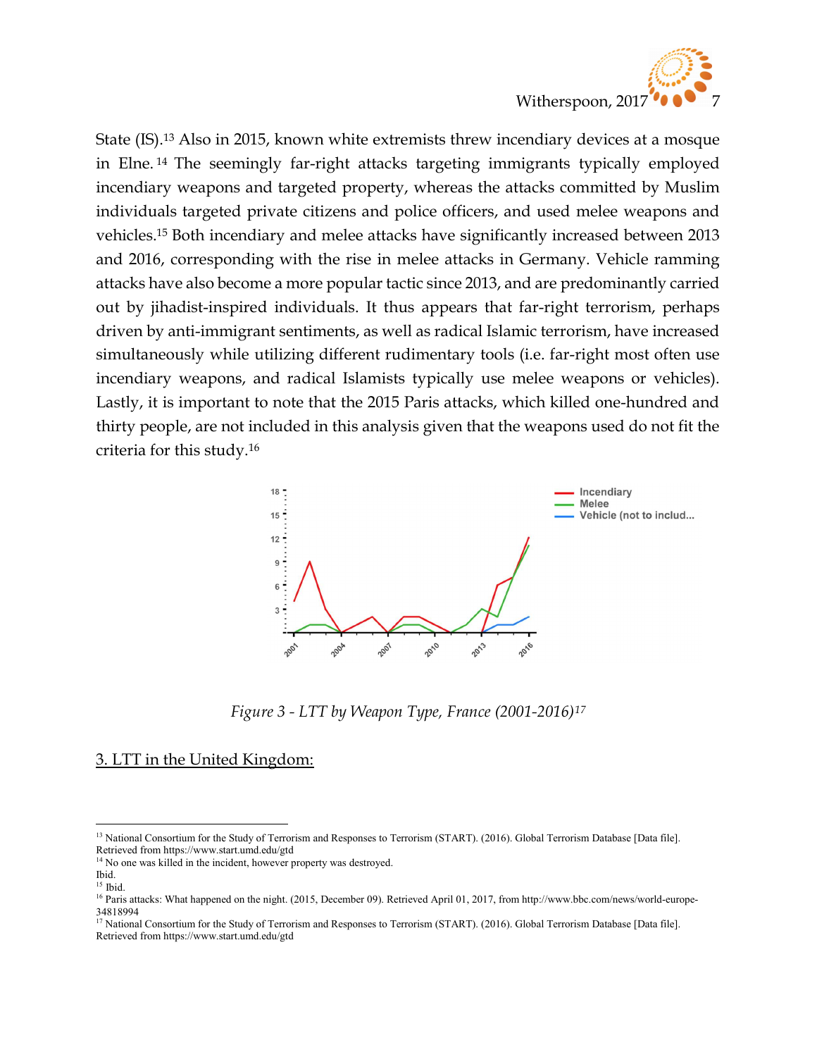State (IS).[13] Also in 2015, known white extremists threw incendiary devices at a mosque in Elne.[14] The seemingly far-right attacks targeting immigrants typically employed incendiary weapons and targeted property, whereas the attacks committed by Muslim individuals targeted private citizens and police officers, and used melee weapons and vehicles.[15] Both incendiary and melee attacks have significantly increased between 2013 and 2016, corresponding with the rise in melee attacks in Germany. Vehicle ramming attacks have also become a more popular tactic since 2013, and are predominantly carried out by jihadist-inspired individuals. It thus appears that far-right terrorism, perhaps driven by anti-immigrant sentiments, as well as radical Islamic terrorism, have increased simultaneously while utilizing different rudimentary tools (i.e. far-right most often use incendiary weapons, and radical Islamists typically use melee weapons or vehicles). Lastly, it is important to note that the 2015 Paris attacks, which killed one-hundred and thirty people, are not included in this analysis given that the weapons used do not fit the criteria for this study.[16]

*Figure 3 - LTT by Weapon Type, France (2001-2016)*[17]

## 3. LTT in the United Kingdom:

---

[13] National Consortium for the Study of Terrorism and Responses to Terrorism (START). (2016). Global Terrorism Database [Data file]. Retrieved from https://www.start.umd.edu/gtd

[14] No one was killed in the incident, however property was destroyed.
Ibid.

[15] Ibid.

[16] Paris attacks: What happened on the night. (2015, December 09). Retrieved April 01, 2017, from http://www.bbc.com/news/world-europe-34818994

[17] National Consortium for the Study of Terrorism and Responses to Terrorism (START). (2016). Global Terrorism Database [Data file]. Retrieved from https://www.start.umd.edu/gtd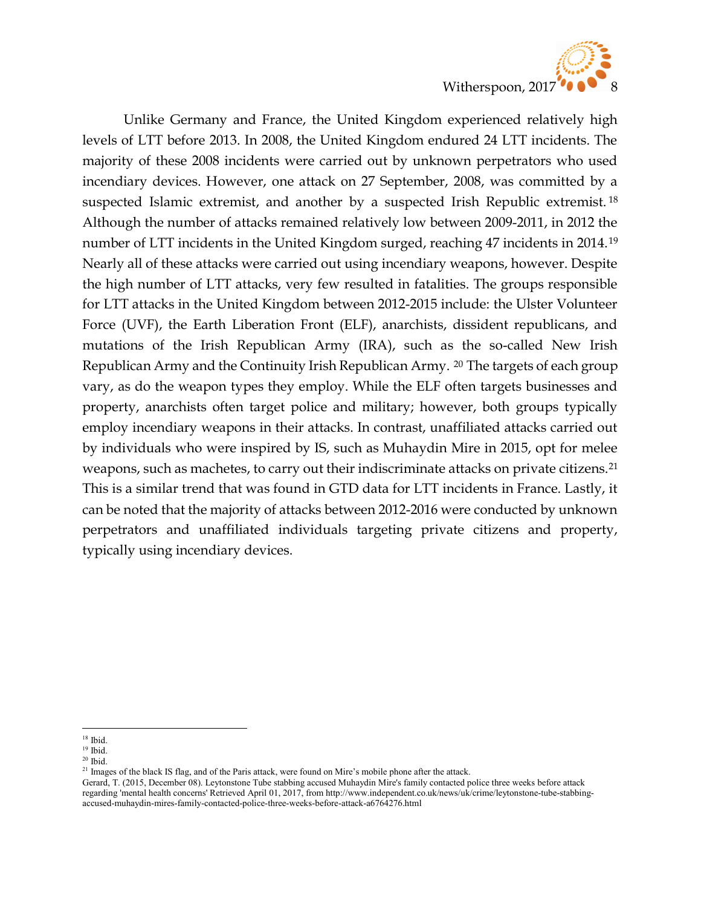Unlike Germany and France, the United Kingdom experienced relatively high levels of LTT before 2013. In 2008, the United Kingdom endured 24 LTT incidents. The majority of these 2008 incidents were carried out by unknown perpetrators who used incendiary devices. However, one attack on 27 September, 2008, was committed by a suspected Islamic extremist, and another by a suspected Irish Republic extremist.[18] Although the number of attacks remained relatively low between 2009-2011, in 2012 the number of LTT incidents in the United Kingdom surged, reaching 47 incidents in 2014.[19] Nearly all of these attacks were carried out using incendiary weapons, however. Despite the high number of LTT attacks, very few resulted in fatalities. The groups responsible for LTT attacks in the United Kingdom between 2012-2015 include: the Ulster Volunteer Force (UVF), the Earth Liberation Front (ELF), anarchists, dissident republicans, and mutations of the Irish Republican Army (IRA), such as the so-called New Irish Republican Army and the Continuity Irish Republican Army.[20] The targets of each group vary, as do the weapon types they employ. While the ELF often targets businesses and property, anarchists often target police and military; however, both groups typically employ incendiary weapons in their attacks. In contrast, unaffiliated attacks carried out by individuals who were inspired by IS, such as Muhaydin Mire in 2015, opt for melee weapons, such as machetes, to carry out their indiscriminate attacks on private citizens.[21] This is a similar trend that was found in GTD data for LTT incidents in France. Lastly, it can be noted that the majority of attacks between 2012-2016 were conducted by unknown perpetrators and unaffiliated individuals targeting private citizens and property, typically using incendiary devices.

---

[18] Ibid.

[19] Ibid.

[20] Ibid.

[21] Images of the black IS flag, and of the Paris attack, were found on Mire's mobile phone after the attack.
Gerard, T. (2015, December 08). Leytonstone Tube stabbing accused Muhaydin Mire's family contacted police three weeks before attack regarding 'mental health concerns' Retrieved April 01, 2017, from http://www.independent.co.uk/news/uk/crime/leytonstone-tube-stabbing-accused-muhaydin-mires-family-contacted-police-three-weeks-before-attack-a6764276.html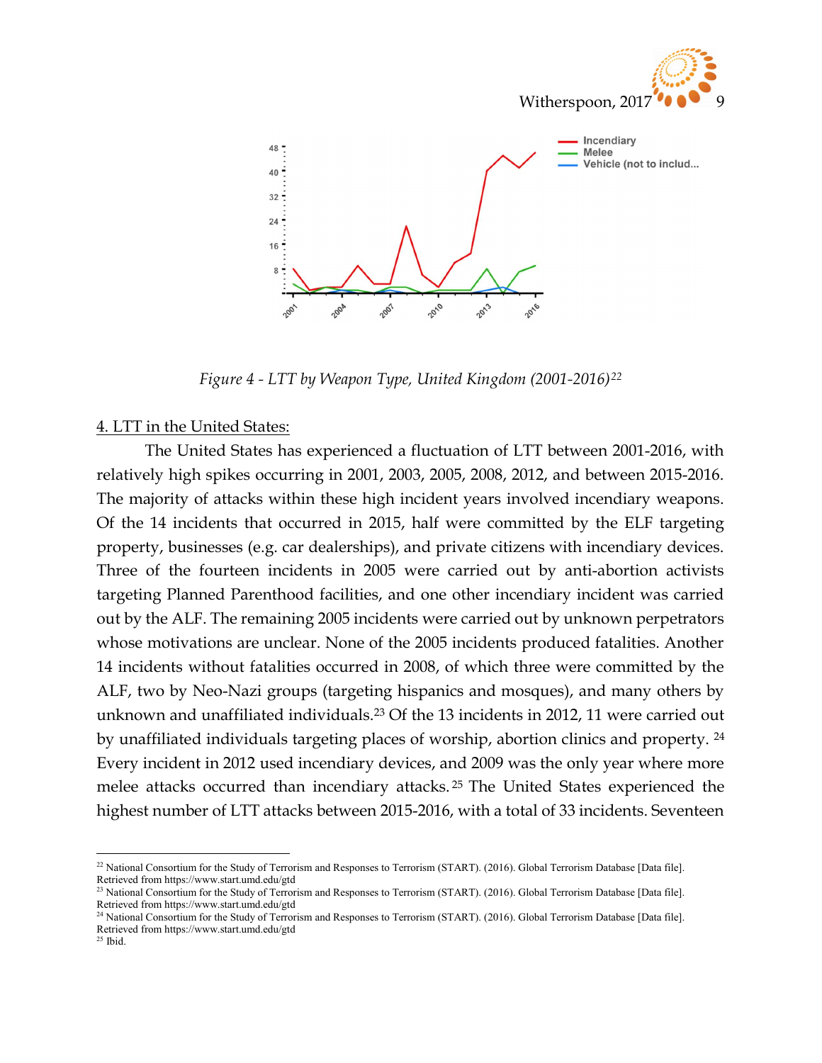*Figure 4 - LTT by Weapon Type, United Kingdom (2001-2016)*[22]

4. LTT in the United States:

The United States has experienced a fluctuation of LTT between 2001-2016, with relatively high spikes occurring in 2001, 2003, 2005, 2008, 2012, and between 2015-2016. The majority of attacks within these high incident years involved incendiary weapons. Of the 14 incidents that occurred in 2015, half were committed by the ELF targeting property, businesses (e.g. car dealerships), and private citizens with incendiary devices. Three of the fourteen incidents in 2005 were carried out by anti-abortion activists targeting Planned Parenthood facilities, and one other incendiary incident was carried out by the ALF. The remaining 2005 incidents were carried out by unknown perpetrators whose motivations are unclear. None of the 2005 incidents produced fatalities. Another 14 incidents without fatalities occurred in 2008, of which three were committed by the ALF, two by Neo-Nazi groups (targeting hispanics and mosques), and many others by unknown and unaffiliated individuals.[23] Of the 13 incidents in 2012, 11 were carried out by unaffiliated individuals targeting places of worship, abortion clinics and property.[24] Every incident in 2012 used incendiary devices, and 2009 was the only year where more melee attacks occurred than incendiary attacks.[25] The United States experienced the highest number of LTT attacks between 2015-2016, with a total of 33 incidents. Seventeen

---

[22] National Consortium for the Study of Terrorism and Responses to Terrorism (START). (2016). Global Terrorism Database [Data file]. Retrieved from https://www.start.umd.edu/gtd

[23] National Consortium for the Study of Terrorism and Responses to Terrorism (START). (2016). Global Terrorism Database [Data file]. Retrieved from https://www.start.umd.edu/gtd

[24] National Consortium for the Study of Terrorism and Responses to Terrorism (START). (2016). Global Terrorism Database [Data file]. Retrieved from https://www.start.umd.edu/gtd

[25] Ibid.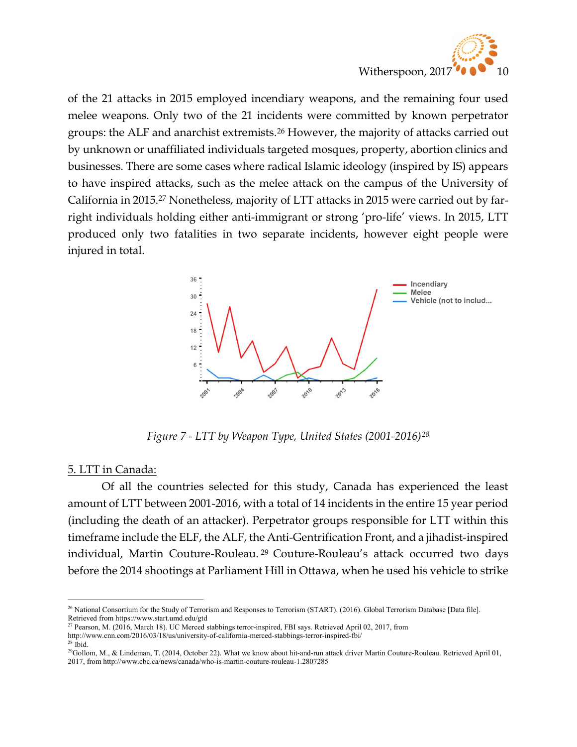of the 21 attacks in 2015 employed incendiary weapons, and the remaining four used melee weapons. Only two of the 21 incidents were committed by known perpetrator groups: the ALF and anarchist extremists.[26] However, the majority of attacks carried out by unknown or unaffiliated individuals targeted mosques, property, abortion clinics and businesses. There are some cases where radical Islamic ideology (inspired by IS) appears to have inspired attacks, such as the melee attack on the campus of the University of California in 2015.[27] Nonetheless, majority of LTT attacks in 2015 were carried out by far-right individuals holding either anti-immigrant or strong 'pro-life' views. In 2015, LTT produced only two fatalities in two separate incidents, however eight people were injured in total.

*Figure 7 - LTT by Weapon Type, United States (2001-2016)[28]*

<u>5. LTT in Canada:</u>

Of all the countries selected for this study, Canada has experienced the least amount of LTT between 2001-2016, with a total of 14 incidents in the entire 15 year period (including the death of an attacker). Perpetrator groups responsible for LTT within this timeframe include the ELF, the ALF, the Anti-Gentrification Front, and a jihadist-inspired individual, Martin Couture-Rouleau.[29] Couture-Rouleau's attack occurred two days before the 2014 shootings at Parliament Hill in Ottawa, when he used his vehicle to strike

---

[26] National Consortium for the Study of Terrorism and Responses to Terrorism (START). (2016). Global Terrorism Database [Data file]. Retrieved from https://www.start.umd.edu/gtd

[27] Pearson, M. (2016, March 18). UC Merced stabbings terror-inspired, FBI says. Retrieved April 02, 2017, from http://www.cnn.com/2016/03/18/us/university-of-california-merced-stabbings-terror-inspired-fbi/

[28] Ibid.

[29] Gollom, M., & Lindeman, T. (2014, October 22). What we know about hit-and-run attack driver Martin Couture-Rouleau. Retrieved April 01, 2017, from http://www.cbc.ca/news/canada/who-is-martin-couture-rouleau-1.2807285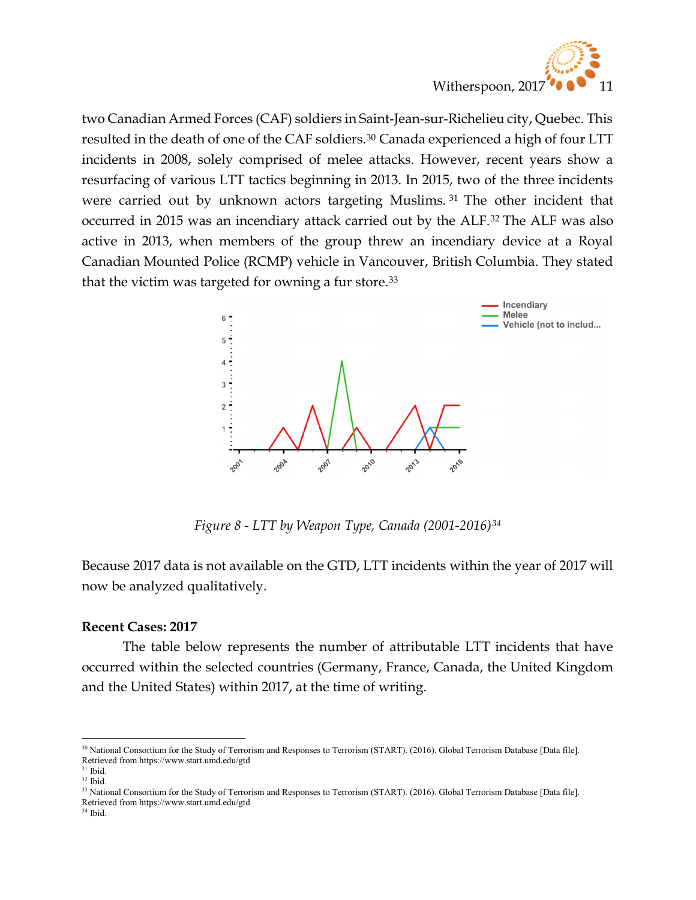two Canadian Armed Forces (CAF) soldiers in Saint-Jean-sur-Richelieu city, Quebec. This resulted in the death of one of the CAF soldiers.[30] Canada experienced a high of four LTT incidents in 2008, solely comprised of melee attacks. However, recent years show a resurfacing of various LTT tactics beginning in 2013. In 2015, two of the three incidents were carried out by unknown actors targeting Muslims.[31] The other incident that occurred in 2015 was an incendiary attack carried out by the ALF.[32] The ALF was also active in 2013, when members of the group threw an incendiary device at a Royal Canadian Mounted Police (RCMP) vehicle in Vancouver, British Columbia. They stated that the victim was targeted for owning a fur store.[33]

*Figure 8 - LTT by Weapon Type, Canada (2001-2016)[34]*

Because 2017 data is not available on the GTD, LTT incidents within the year of 2017 will now be analyzed qualitatively.

**Recent Cases: 2017**

The table below represents the number of attributable LTT incidents that have occurred within the selected countries (Germany, France, Canada, the United Kingdom and the United States) within 2017, at the time of writing.

---

[30] National Consortium for the Study of Terrorism and Responses to Terrorism (START). (2016). Global Terrorism Database [Data file]. Retrieved from https://www.start.umd.edu/gtd

[31] Ibid.

[32] Ibid.

[33] National Consortium for the Study of Terrorism and Responses to Terrorism (START). (2016). Global Terrorism Database [Data file]. Retrieved from https://www.start.umd.edu/gtd

[34] Ibid.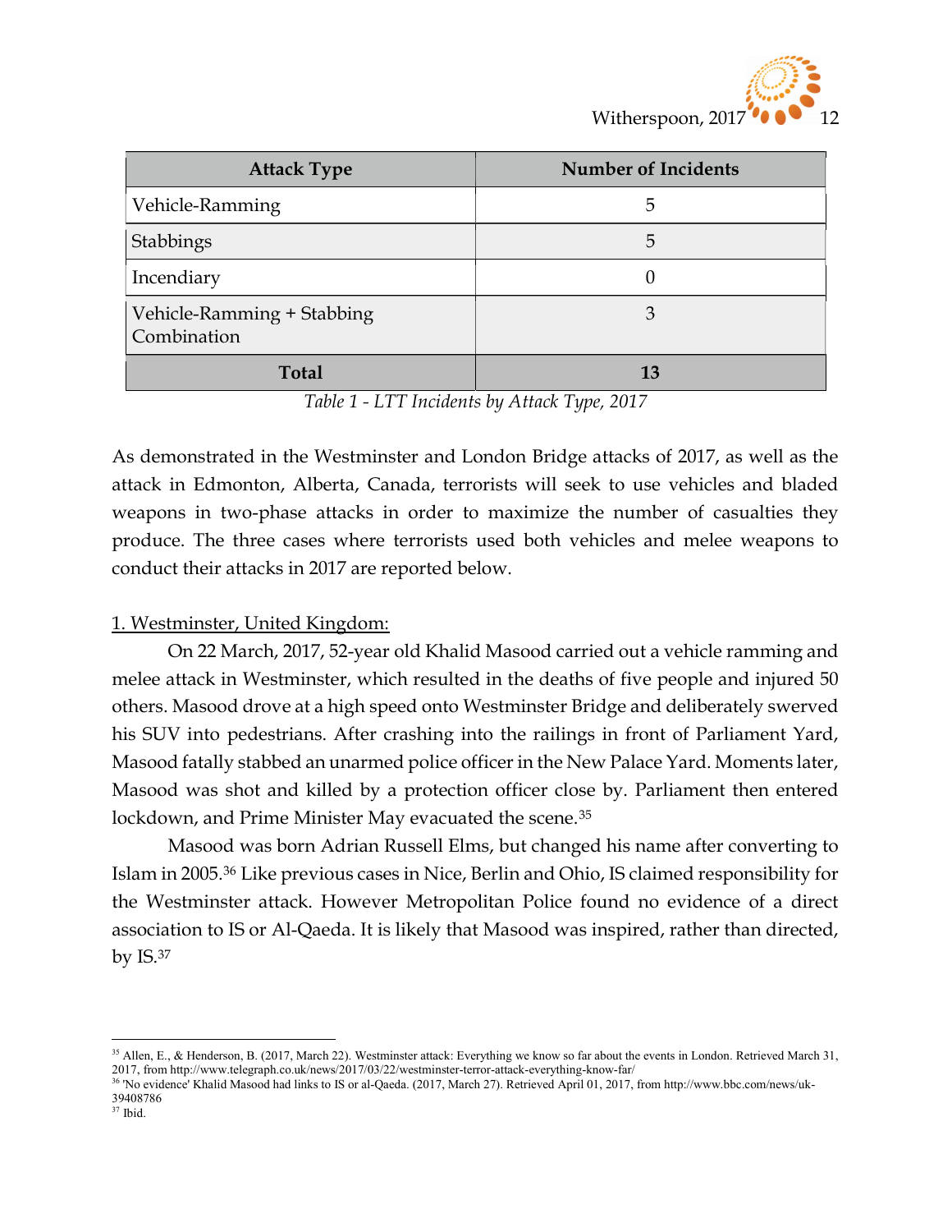| Attack Type | Number of Incidents |
|---|---|
| Vehicle-Ramming | 5 |
| Stabbings | 5 |
| Incendiary | 0 |
| Vehicle-Ramming + Stabbing Combination | 3 |
| **Total** | **13** |

*Table 1 - LTT Incidents by Attack Type, 2017*

As demonstrated in the Westminster and London Bridge attacks of 2017, as well as the attack in Edmonton, Alberta, Canada, terrorists will seek to use vehicles and bladed weapons in two-phase attacks in order to maximize the number of casualties they produce. The three cases where terrorists used both vehicles and melee weapons to conduct their attacks in 2017 are reported below.

<u>1. Westminster, United Kingdom:</u>

On 22 March, 2017, 52-year old Khalid Masood carried out a vehicle ramming and melee attack in Westminster, which resulted in the deaths of five people and injured 50 others. Masood drove at a high speed onto Westminster Bridge and deliberately swerved his SUV into pedestrians. After crashing into the railings in front of Parliament Yard, Masood fatally stabbed an unarmed police officer in the New Palace Yard. Moments later, Masood was shot and killed by a protection officer close by. Parliament then entered lockdown, and Prime Minister May evacuated the scene.[35]

Masood was born Adrian Russell Elms, but changed his name after converting to Islam in 2005.[36] Like previous cases in Nice, Berlin and Ohio, IS claimed responsibility for the Westminster attack. However Metropolitan Police found no evidence of a direct association to IS or Al-Qaeda. It is likely that Masood was inspired, rather than directed, by IS.[37]

---

[35] Allen, E., & Henderson, B. (2017, March 22). Westminster attack: Everything we know so far about the events in London. Retrieved March 31, 2017, from http://www.telegraph.co.uk/news/2017/03/22/westminster-terror-attack-everything-know-far/

[36] 'No evidence' Khalid Masood had links to IS or al-Qaeda. (2017, March 27). Retrieved April 01, 2017, from http://www.bbc.com/news/uk-39408786

[37] Ibid.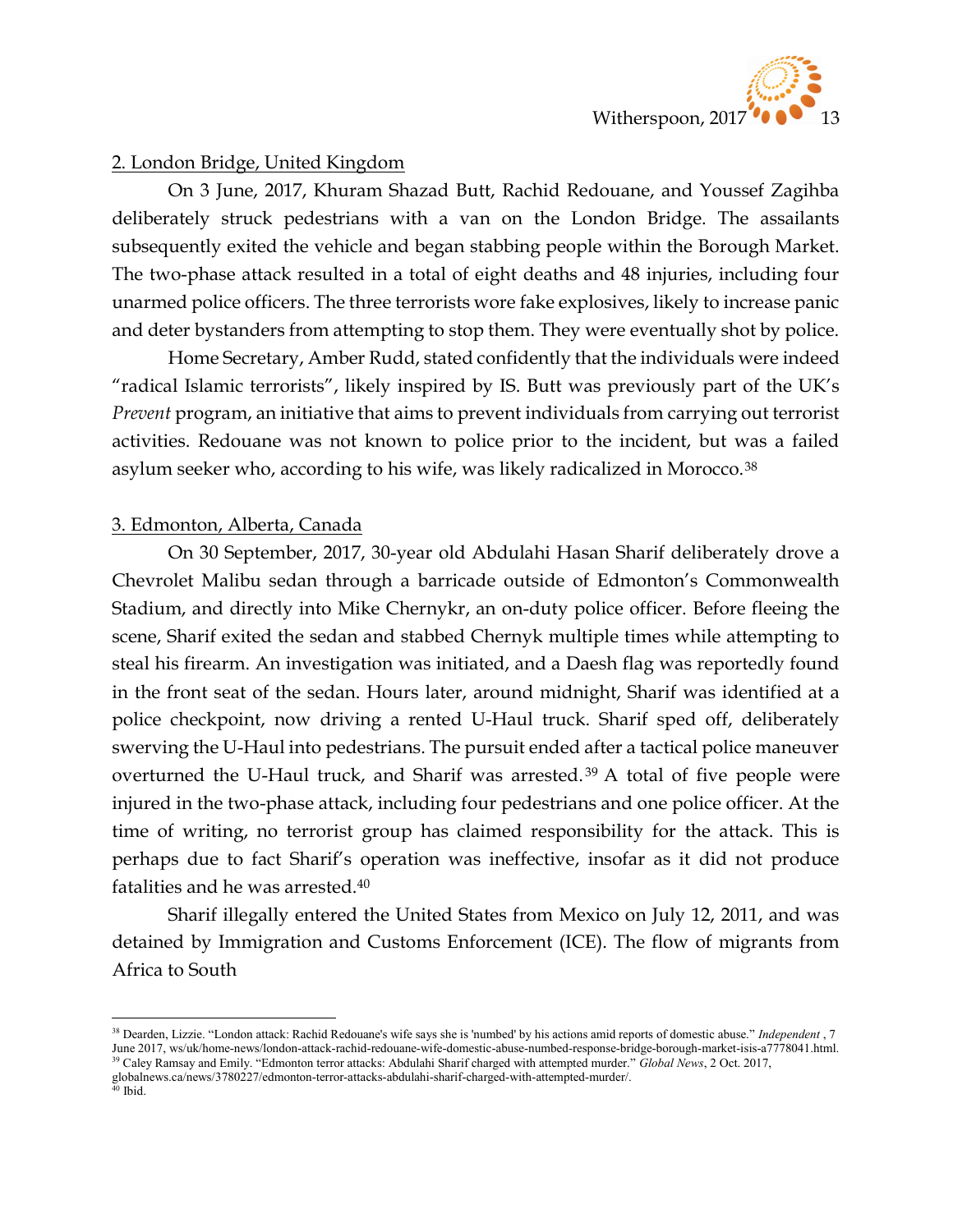2. London Bridge, United Kingdom

On 3 June, 2017, Khuram Shazad Butt, Rachid Redouane, and Youssef Zagihba deliberately struck pedestrians with a van on the London Bridge. The assailants subsequently exited the vehicle and began stabbing people within the Borough Market. The two-phase attack resulted in a total of eight deaths and 48 injuries, including four unarmed police officers. The three terrorists wore fake explosives, likely to increase panic and deter bystanders from attempting to stop them. They were eventually shot by police.

Home Secretary, Amber Rudd, stated confidently that the individuals were indeed "radical Islamic terrorists", likely inspired by IS. Butt was previously part of the UK's *Prevent* program, an initiative that aims to prevent individuals from carrying out terrorist activities. Redouane was not known to police prior to the incident, but was a failed asylum seeker who, according to his wife, was likely radicalized in Morocco.[38]

3. Edmonton, Alberta, Canada

On 30 September, 2017, 30-year old Abdulahi Hasan Sharif deliberately drove a Chevrolet Malibu sedan through a barricade outside of Edmonton's Commonwealth Stadium, and directly into Mike Chernykr, an on-duty police officer. Before fleeing the scene, Sharif exited the sedan and stabbed Chernyk multiple times while attempting to steal his firearm. An investigation was initiated, and a Daesh flag was reportedly found in the front seat of the sedan. Hours later, around midnight, Sharif was identified at a police checkpoint, now driving a rented U-Haul truck. Sharif sped off, deliberately swerving the U-Haul into pedestrians. The pursuit ended after a tactical police maneuver overturned the U-Haul truck, and Sharif was arrested.[39] A total of five people were injured in the two-phase attack, including four pedestrians and one police officer. At the time of writing, no terrorist group has claimed responsibility for the attack. This is perhaps due to fact Sharif's operation was ineffective, insofar as it did not produce fatalities and he was arrested.[40]

Sharif illegally entered the United States from Mexico on July 12, 2011, and was detained by Immigration and Customs Enforcement (ICE). The flow of migrants from Africa to South

[38] Dearden, Lizzie. "London attack: Rachid Redouane's wife says she is 'numbed' by his actions amid reports of domestic abuse." *Independent* , 7 June 2017, ws/uk/home-news/london-attack-rachid-redouane-wife-domestic-abuse-numbed-response-bridge-borough-market-isis-a7778041.html.

[39] Caley Ramsay and Emily. "Edmonton terror attacks: Abdulahi Sharif charged with attempted murder." *Global News*, 2 Oct. 2017, globalnews.ca/news/3780227/edmonton-terror-attacks-abdulahi-sharif-charged-with-attempted-murder/.

[40] Ibid.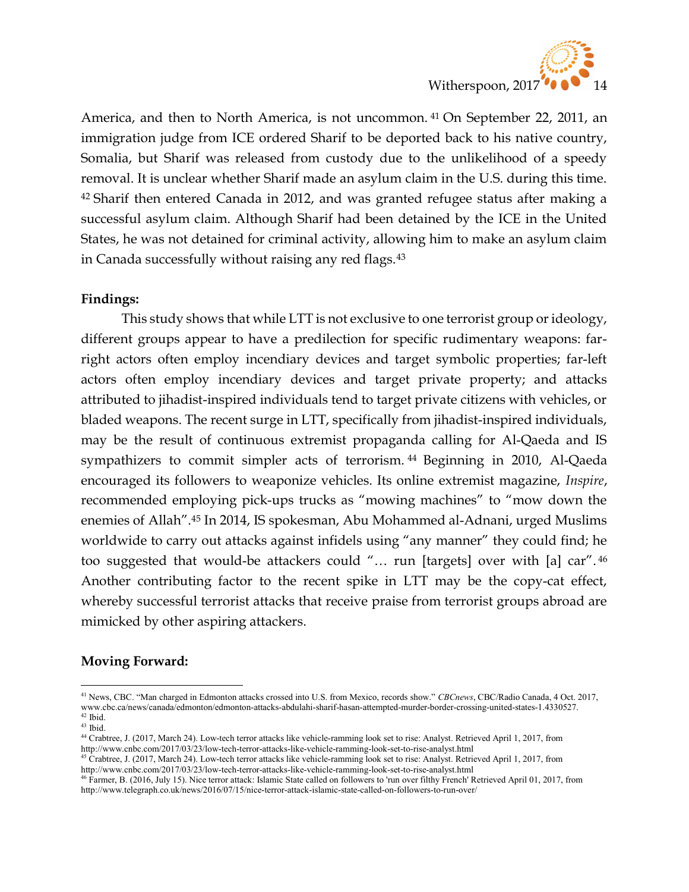America, and then to North America, is not uncommon. [41] On September 22, 2011, an immigration judge from ICE ordered Sharif to be deported back to his native country, Somalia, but Sharif was released from custody due to the unlikelihood of a speedy removal. It is unclear whether Sharif made an asylum claim in the U.S. during this time. [42] Sharif then entered Canada in 2012, and was granted refugee status after making a successful asylum claim. Although Sharif had been detained by the ICE in the United States, he was not detained for criminal activity, allowing him to make an asylum claim in Canada successfully without raising any red flags.[43]

**Findings:**

This study shows that while LTT is not exclusive to one terrorist group or ideology, different groups appear to have a predilection for specific rudimentary weapons: far-right actors often employ incendiary devices and target symbolic properties; far-left actors often employ incendiary devices and target private property; and attacks attributed to jihadist-inspired individuals tend to target private citizens with vehicles, or bladed weapons. The recent surge in LTT, specifically from jihadist-inspired individuals, may be the result of continuous extremist propaganda calling for Al-Qaeda and IS sympathizers to commit simpler acts of terrorism. [44] Beginning in 2010, Al-Qaeda encouraged its followers to weaponize vehicles. Its online extremist magazine, *Inspire*, recommended employing pick-ups trucks as "mowing machines" to "mow down the enemies of Allah".[45] In 2014, IS spokesman, Abu Mohammed al-Adnani, urged Muslims worldwide to carry out attacks against infidels using "any manner" they could find; he too suggested that would-be attackers could "… run [targets] over with [a] car". [46] Another contributing factor to the recent spike in LTT may be the copy-cat effect, whereby successful terrorist attacks that receive praise from terrorist groups abroad are mimicked by other aspiring attackers.

**Moving Forward:**

---

[41] News, CBC. "Man charged in Edmonton attacks crossed into U.S. from Mexico, records show." *CBCnews*, CBC/Radio Canada, 4 Oct. 2017, www.cbc.ca/news/canada/edmonton/edmonton-attacks-abdulahi-sharif-hasan-attempted-murder-border-crossing-united-states-1.4330527.

[42] Ibid.

[43] Ibid.

[44] Crabtree, J. (2017, March 24). Low-tech terror attacks like vehicle-ramming look set to rise: Analyst. Retrieved April 1, 2017, from http://www.cnbc.com/2017/03/23/low-tech-terror-attacks-like-vehicle-ramming-look-set-to-rise-analyst.html

[45] Crabtree, J. (2017, March 24). Low-tech terror attacks like vehicle-ramming look set to rise: Analyst. Retrieved April 1, 2017, from http://www.cnbc.com/2017/03/23/low-tech-terror-attacks-like-vehicle-ramming-look-set-to-rise-analyst.html

[46] Farmer, B. (2016, July 15). Nice terror attack: Islamic State called on followers to 'run over filthy French' Retrieved April 01, 2017, from http://www.telegraph.co.uk/news/2016/07/15/nice-terror-attack-islamic-state-called-on-followers-to-run-over/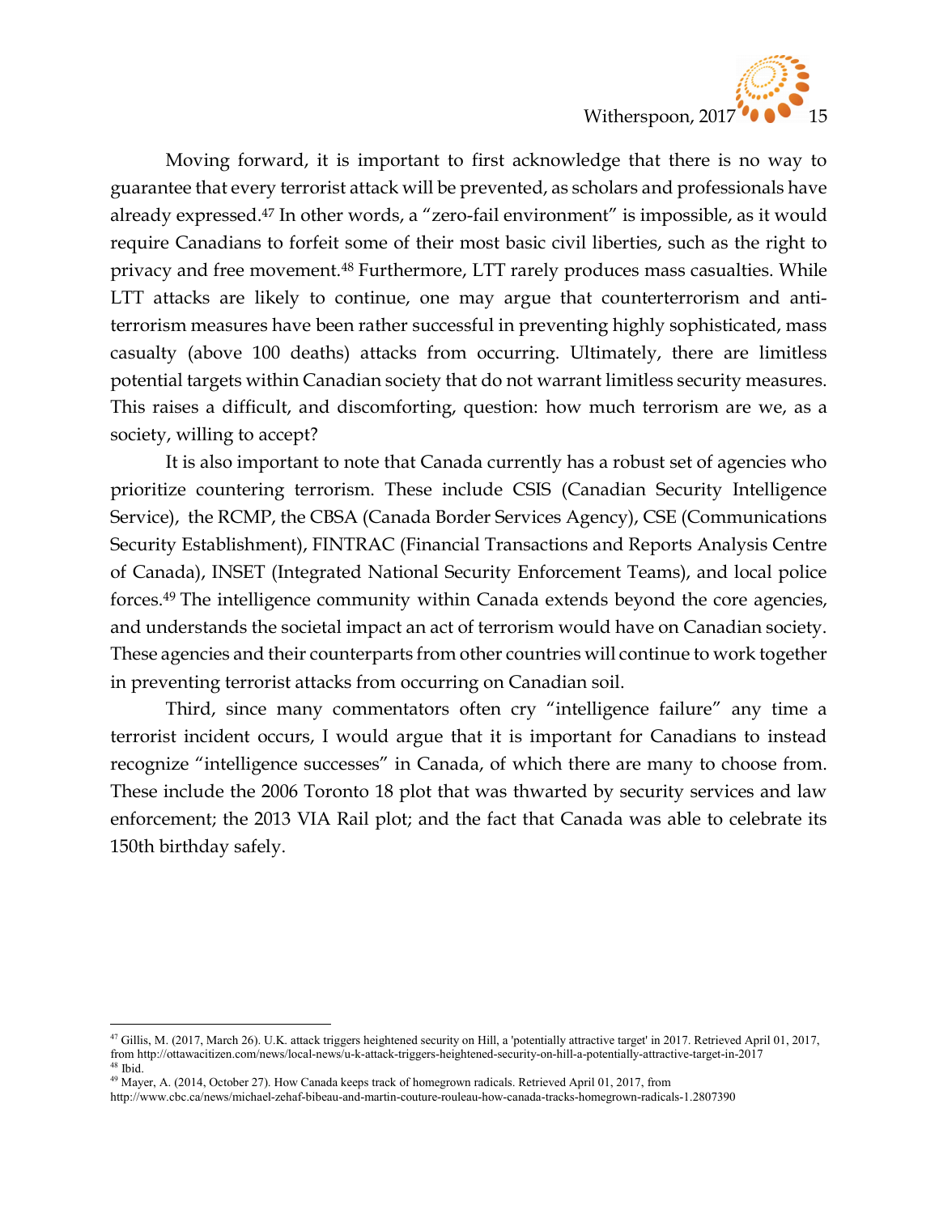Moving forward, it is important to first acknowledge that there is no way to guarantee that every terrorist attack will be prevented, as scholars and professionals have already expressed.[47] In other words, a "zero-fail environment" is impossible, as it would require Canadians to forfeit some of their most basic civil liberties, such as the right to privacy and free movement.[48] Furthermore, LTT rarely produces mass casualties. While LTT attacks are likely to continue, one may argue that counterterrorism and anti-terrorism measures have been rather successful in preventing highly sophisticated, mass casualty (above 100 deaths) attacks from occurring. Ultimately, there are limitless potential targets within Canadian society that do not warrant limitless security measures. This raises a difficult, and discomforting, question: how much terrorism are we, as a society, willing to accept?

It is also important to note that Canada currently has a robust set of agencies who prioritize countering terrorism. These include CSIS (Canadian Security Intelligence Service), the RCMP, the CBSA (Canada Border Services Agency), CSE (Communications Security Establishment), FINTRAC (Financial Transactions and Reports Analysis Centre of Canada), INSET (Integrated National Security Enforcement Teams), and local police forces.[49] The intelligence community within Canada extends beyond the core agencies, and understands the societal impact an act of terrorism would have on Canadian society. These agencies and their counterparts from other countries will continue to work together in preventing terrorist attacks from occurring on Canadian soil.

Third, since many commentators often cry "intelligence failure" any time a terrorist incident occurs, I would argue that it is important for Canadians to instead recognize "intelligence successes" in Canada, of which there are many to choose from. These include the 2006 Toronto 18 plot that was thwarted by security services and law enforcement; the 2013 VIA Rail plot; and the fact that Canada was able to celebrate its 150th birthday safely.

---

[47] Gillis, M. (2017, March 26). U.K. attack triggers heightened security on Hill, a 'potentially attractive target' in 2017. Retrieved April 01, 2017, from http://ottawacitizen.com/news/local-news/u-k-attack-triggers-heightened-security-on-hill-a-potentially-attractive-target-in-2017

[48] Ibid.

[49] Mayer, A. (2014, October 27). How Canada keeps track of homegrown radicals. Retrieved April 01, 2017, from http://www.cbc.ca/news/michael-zehaf-bibeau-and-martin-couture-rouleau-how-canada-tracks-homegrown-radicals-1.2807390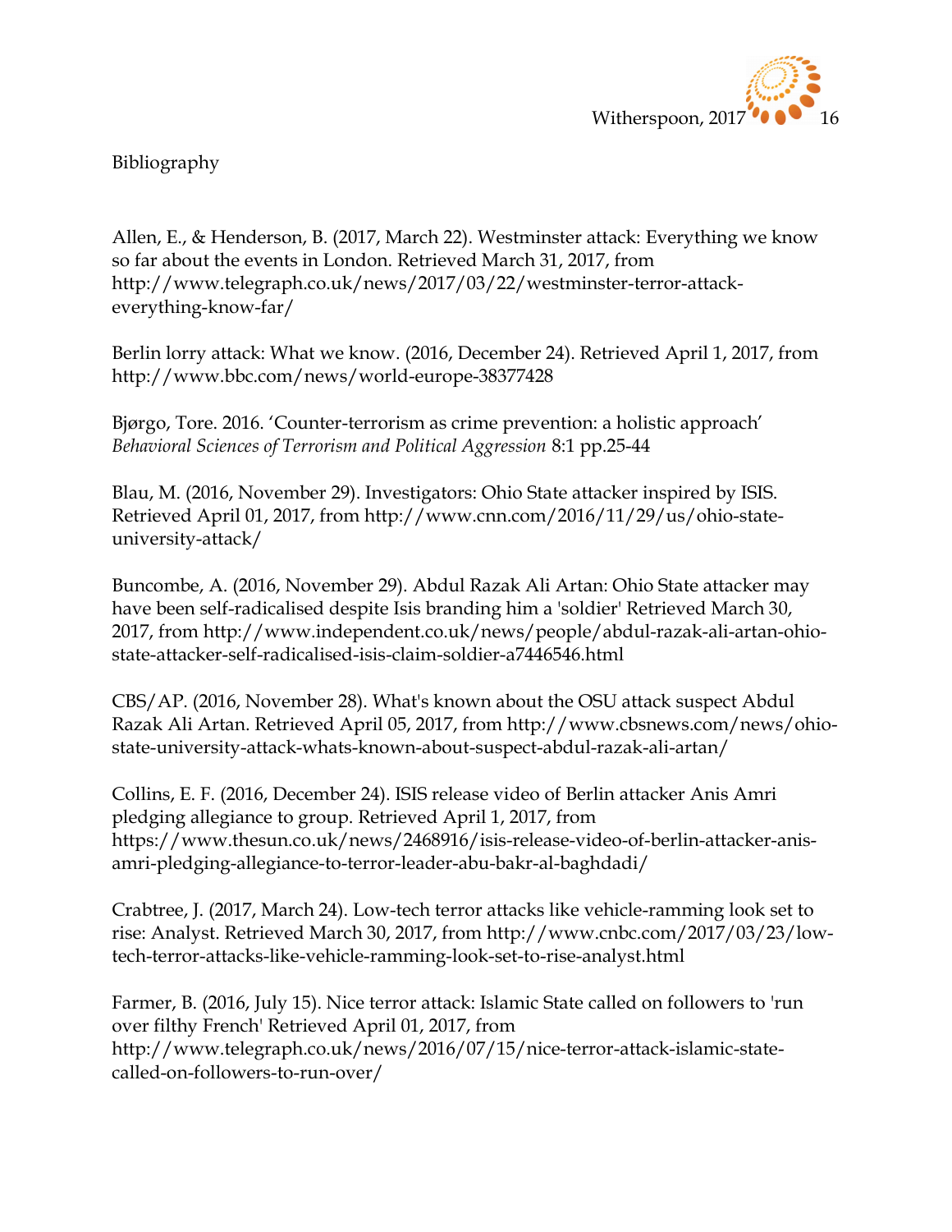Bibliography

Allen, E., & Henderson, B. (2017, March 22). Westminster attack: Everything we know so far about the events in London. Retrieved March 31, 2017, from http://www.telegraph.co.uk/news/2017/03/22/westminster-terror-attack-everything-know-far/

Berlin lorry attack: What we know. (2016, December 24). Retrieved April 1, 2017, from http://www.bbc.com/news/world-europe-38377428

Bjørgo, Tore. 2016. 'Counter-terrorism as crime prevention: a holistic approach' *Behavioral Sciences of Terrorism and Political Aggression* 8:1 pp.25-44

Blau, M. (2016, November 29). Investigators: Ohio State attacker inspired by ISIS. Retrieved April 01, 2017, from http://www.cnn.com/2016/11/29/us/ohio-state-university-attack/

Buncombe, A. (2016, November 29). Abdul Razak Ali Artan: Ohio State attacker may have been self-radicalised despite Isis branding him a 'soldier' Retrieved March 30, 2017, from http://www.independent.co.uk/news/people/abdul-razak-ali-artan-ohio-state-attacker-self-radicalised-isis-claim-soldier-a7446546.html

CBS/AP. (2016, November 28). What's known about the OSU attack suspect Abdul Razak Ali Artan. Retrieved April 05, 2017, from http://www.cbsnews.com/news/ohio-state-university-attack-whats-known-about-suspect-abdul-razak-ali-artan/

Collins, E. F. (2016, December 24). ISIS release video of Berlin attacker Anis Amri pledging allegiance to group. Retrieved April 1, 2017, from https://www.thesun.co.uk/news/2468916/isis-release-video-of-berlin-attacker-anis-amri-pledging-allegiance-to-terror-leader-abu-bakr-al-baghdadi/

Crabtree, J. (2017, March 24). Low-tech terror attacks like vehicle-ramming look set to rise: Analyst. Retrieved March 30, 2017, from http://www.cnbc.com/2017/03/23/low-tech-terror-attacks-like-vehicle-ramming-look-set-to-rise-analyst.html

Farmer, B. (2016, July 15). Nice terror attack: Islamic State called on followers to 'run over filthy French' Retrieved April 01, 2017, from http://www.telegraph.co.uk/news/2016/07/15/nice-terror-attack-islamic-state-called-on-followers-to-run-over/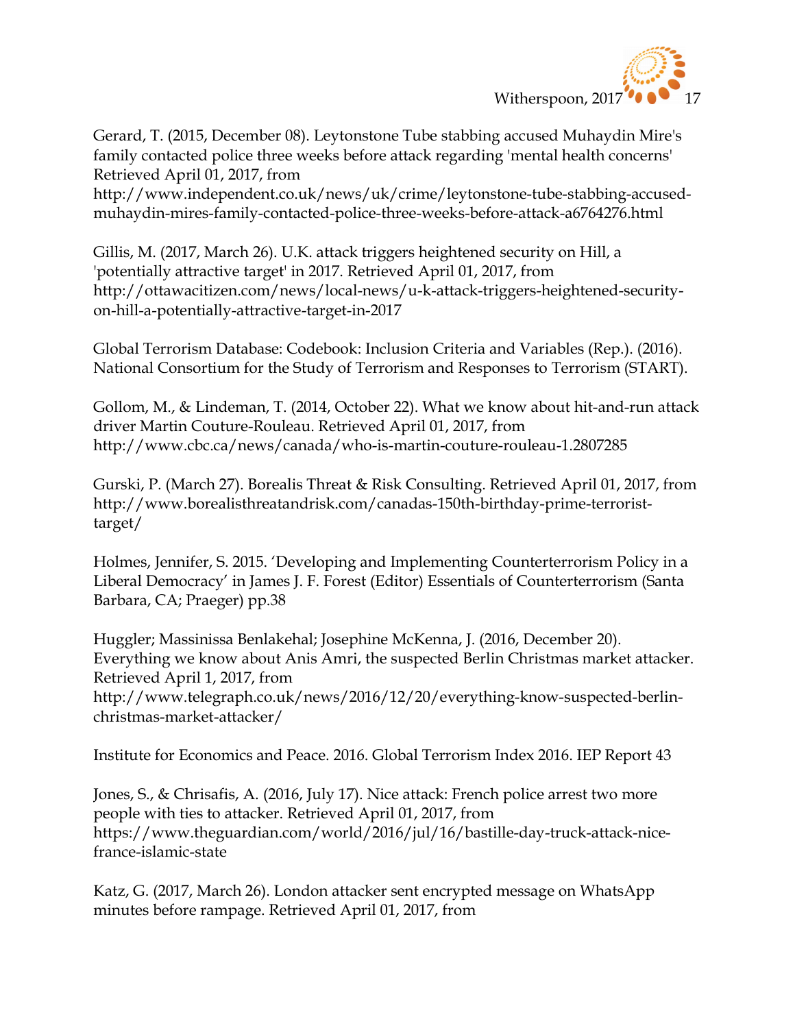Gerard, T. (2015, December 08). Leytonstone Tube stabbing accused Muhaydin Mire's family contacted police three weeks before attack regarding 'mental health concerns' Retrieved April 01, 2017, from http://www.independent.co.uk/news/uk/crime/leytonstone-tube-stabbing-accused-muhaydin-mires-family-contacted-police-three-weeks-before-attack-a6764276.html

Gillis, M. (2017, March 26). U.K. attack triggers heightened security on Hill, a 'potentially attractive target' in 2017. Retrieved April 01, 2017, from http://ottawacitizen.com/news/local-news/u-k-attack-triggers-heightened-security-on-hill-a-potentially-attractive-target-in-2017

Global Terrorism Database: Codebook: Inclusion Criteria and Variables (Rep.). (2016). National Consortium for the Study of Terrorism and Responses to Terrorism (START).

Gollom, M., & Lindeman, T. (2014, October 22). What we know about hit-and-run attack driver Martin Couture-Rouleau. Retrieved April 01, 2017, from http://www.cbc.ca/news/canada/who-is-martin-couture-rouleau-1.2807285

Gurski, P. (March 27). Borealis Threat & Risk Consulting. Retrieved April 01, 2017, from http://www.borealisthreatandrisk.com/canadas-150th-birthday-prime-terrorist-target/

Holmes, Jennifer, S. 2015. 'Developing and Implementing Counterterrorism Policy in a Liberal Democracy' in James J. F. Forest (Editor) Essentials of Counterterrorism (Santa Barbara, CA; Praeger) pp.38

Huggler; Massinissa Benlakehal; Josephine McKenna, J. (2016, December 20). Everything we know about Anis Amri, the suspected Berlin Christmas market attacker. Retrieved April 1, 2017, from http://www.telegraph.co.uk/news/2016/12/20/everything-know-suspected-berlin-christmas-market-attacker/

Institute for Economics and Peace. 2016. Global Terrorism Index 2016. IEP Report 43

Jones, S., & Chrisafis, A. (2016, July 17). Nice attack: French police arrest two more people with ties to attacker. Retrieved April 01, 2017, from https://www.theguardian.com/world/2016/jul/16/bastille-day-truck-attack-nice-france-islamic-state

Katz, G. (2017, March 26). London attacker sent encrypted message on WhatsApp minutes before rampage. Retrieved April 01, 2017, from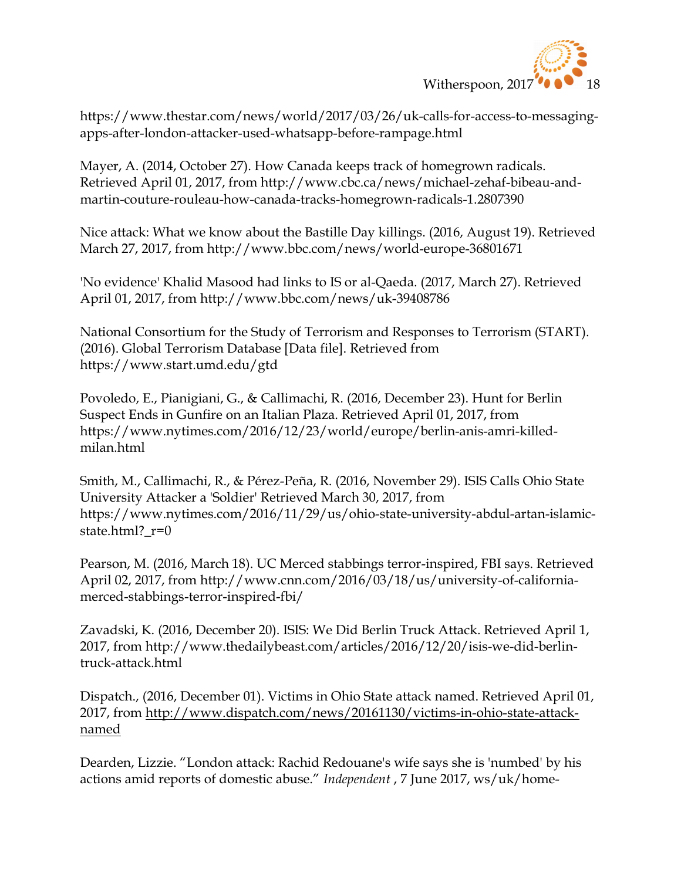https://www.thestar.com/news/world/2017/03/26/uk-calls-for-access-to-messaging-apps-after-london-attacker-used-whatsapp-before-rampage.html

Mayer, A. (2014, October 27). How Canada keeps track of homegrown radicals. Retrieved April 01, 2017, from http://www.cbc.ca/news/michael-zehaf-bibeau-and-martin-couture-rouleau-how-canada-tracks-homegrown-radicals-1.2807390

Nice attack: What we know about the Bastille Day killings. (2016, August 19). Retrieved March 27, 2017, from http://www.bbc.com/news/world-europe-36801671

'No evidence' Khalid Masood had links to IS or al-Qaeda. (2017, March 27). Retrieved April 01, 2017, from http://www.bbc.com/news/uk-39408786

National Consortium for the Study of Terrorism and Responses to Terrorism (START). (2016). Global Terrorism Database [Data file]. Retrieved from https://www.start.umd.edu/gtd

Povoledo, E., Pianigiani, G., & Callimachi, R. (2016, December 23). Hunt for Berlin Suspect Ends in Gunfire on an Italian Plaza. Retrieved April 01, 2017, from https://www.nytimes.com/2016/12/23/world/europe/berlin-anis-amri-killed-milan.html

Smith, M., Callimachi, R., & Pérez-Peña, R. (2016, November 29). ISIS Calls Ohio State University Attacker a 'Soldier' Retrieved March 30, 2017, from https://www.nytimes.com/2016/11/29/us/ohio-state-university-abdul-artan-islamic-state.html?_r=0

Pearson, M. (2016, March 18). UC Merced stabbings terror-inspired, FBI says. Retrieved April 02, 2017, from http://www.cnn.com/2016/03/18/us/university-of-california-merced-stabbings-terror-inspired-fbi/

Zavadski, K. (2016, December 20). ISIS: We Did Berlin Truck Attack. Retrieved April 1, 2017, from http://www.thedailybeast.com/articles/2016/12/20/isis-we-did-berlin-truck-attack.html

Dispatch., (2016, December 01). Victims in Ohio State attack named. Retrieved April 01, 2017, from http://www.dispatch.com/news/20161130/victims-in-ohio-state-attack-named

Dearden, Lizzie. "London attack: Rachid Redouane's wife says she is 'numbed' by his actions amid reports of domestic abuse." *Independent* , 7 June 2017, ws/uk/home-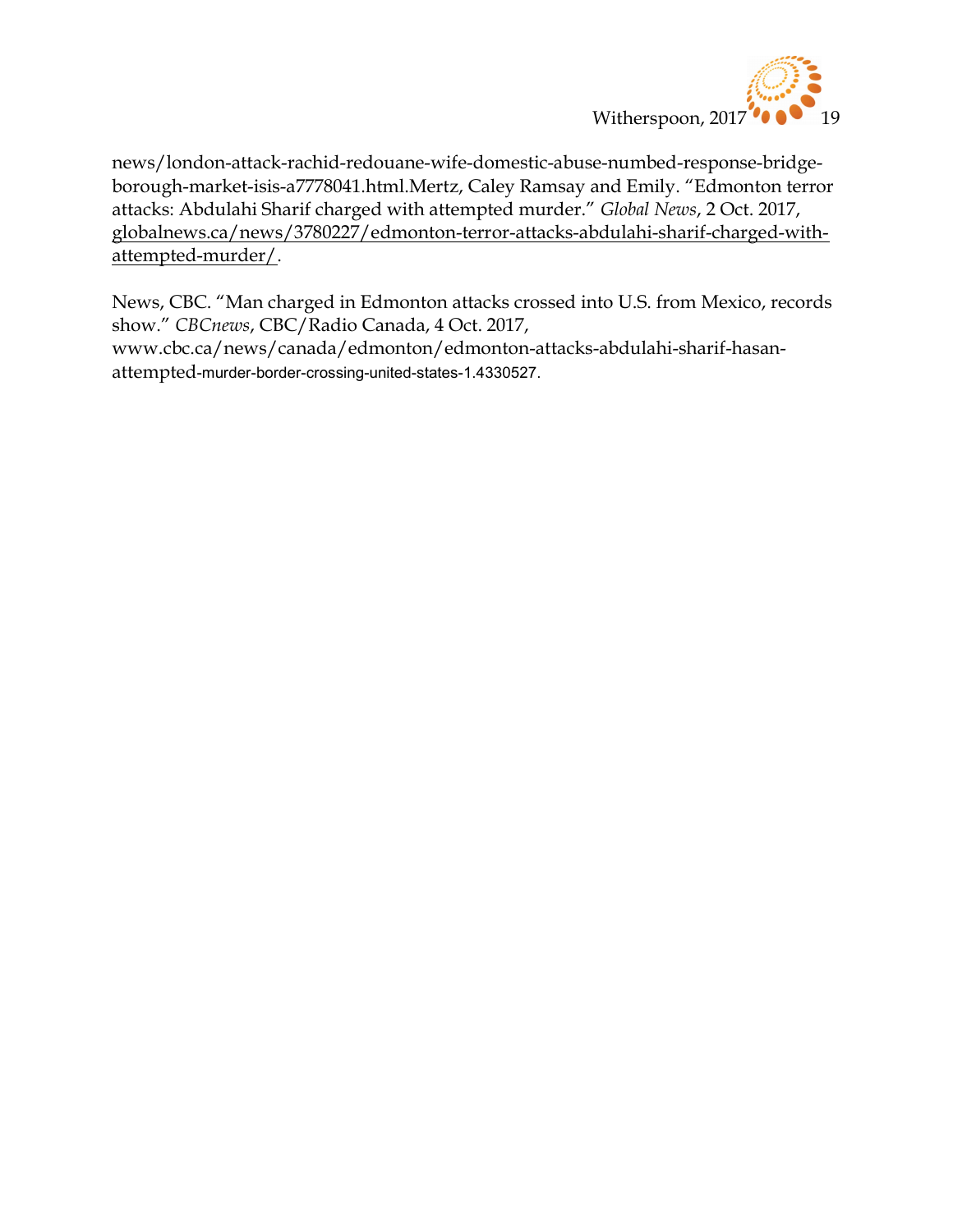news/london-attack-rachid-redouane-wife-domestic-abuse-numbed-response-bridge-borough-market-isis-a7778041.html.Mertz, Caley Ramsay and Emily. "Edmonton terror attacks: Abdulahi Sharif charged with attempted murder." *Global News*, 2 Oct. 2017, globalnews.ca/news/3780227/edmonton-terror-attacks-abdulahi-sharif-charged-with-attempted-murder/.

News, CBC. "Man charged in Edmonton attacks crossed into U.S. from Mexico, records show." *CBCnews*, CBC/Radio Canada, 4 Oct. 2017, www.cbc.ca/news/canada/edmonton/edmonton-attacks-abdulahi-sharif-hasan-attempted-murder-border-crossing-united-states-1.4330527.